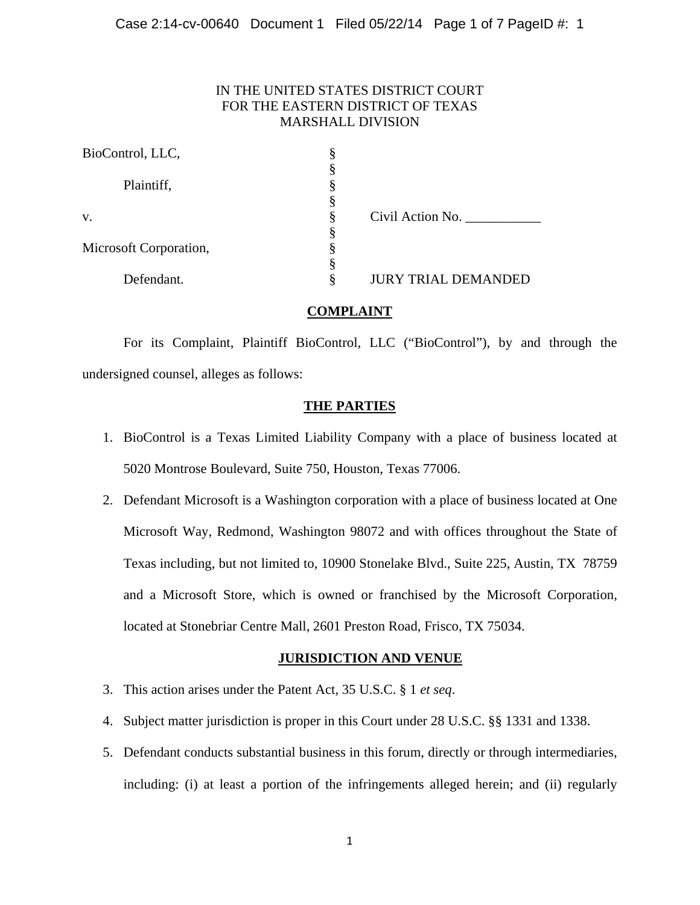IN THE UNITED STATES DISTRICT COURT
FOR THE EASTERN DISTRICT OF TEXAS
MARSHALL DIVISION

| | | |
|---|---|---|
| BioControl, LLC, | § | |
| | § | |
| Plaintiff, | § | |
| | § | |
| v. | § | Civil Action No. ___________ |
| | § | |
| Microsoft Corporation, | § | |
| | § | |
| Defendant. | § | JURY TRIAL DEMANDED |

## COMPLAINT

For its Complaint, Plaintiff BioControl, LLC ("BioControl"), by and through the undersigned counsel, alleges as follows:

## THE PARTIES

1. BioControl is a Texas Limited Liability Company with a place of business located at 5020 Montrose Boulevard, Suite 750, Houston, Texas 77006.
2. Defendant Microsoft is a Washington corporation with a place of business located at One Microsoft Way, Redmond, Washington 98072 and with offices throughout the State of Texas including, but not limited to, 10900 Stonelake Blvd., Suite 225, Austin, TX 78759 and a Microsoft Store, which is owned or franchised by the Microsoft Corporation, located at Stonebriar Centre Mall, 2601 Preston Road, Frisco, TX 75034.

## JURISDICTION AND VENUE

3. This action arises under the Patent Act, 35 U.S.C. § 1 *et seq*.
4. Subject matter jurisdiction is proper in this Court under 28 U.S.C. §§ 1331 and 1338.
5. Defendant conducts substantial business in this forum, directly or through intermediaries, including: (i) at least a portion of the infringements alleged herein; and (ii) regularly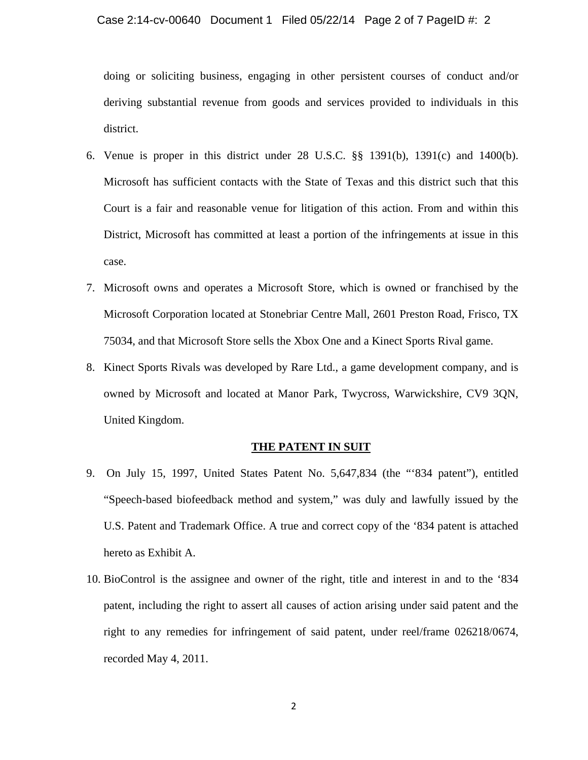doing or soliciting business, engaging in other persistent courses of conduct and/or deriving substantial revenue from goods and services provided to individuals in this district.

6. Venue is proper in this district under 28 U.S.C. §§ 1391(b), 1391(c) and 1400(b). Microsoft has sufficient contacts with the State of Texas and this district such that this Court is a fair and reasonable venue for litigation of this action. From and within this District, Microsoft has committed at least a portion of the infringements at issue in this case.

7. Microsoft owns and operates a Microsoft Store, which is owned or franchised by the Microsoft Corporation located at Stonebriar Centre Mall, 2601 Preston Road, Frisco, TX 75034, and that Microsoft Store sells the Xbox One and a Kinect Sports Rival game.

8. Kinect Sports Rivals was developed by Rare Ltd., a game development company, and is owned by Microsoft and located at Manor Park, Twycross, Warwickshire, CV9 3QN, United Kingdom.

**THE PATENT IN SUIT**

9. On July 15, 1997, United States Patent No. 5,647,834 (the "'834 patent"), entitled "Speech-based biofeedback method and system," was duly and lawfully issued by the U.S. Patent and Trademark Office. A true and correct copy of the '834 patent is attached hereto as Exhibit A.

10. BioControl is the assignee and owner of the right, title and interest in and to the '834 patent, including the right to assert all causes of action arising under said patent and the right to any remedies for infringement of said patent, under reel/frame 026218/0674, recorded May 4, 2011.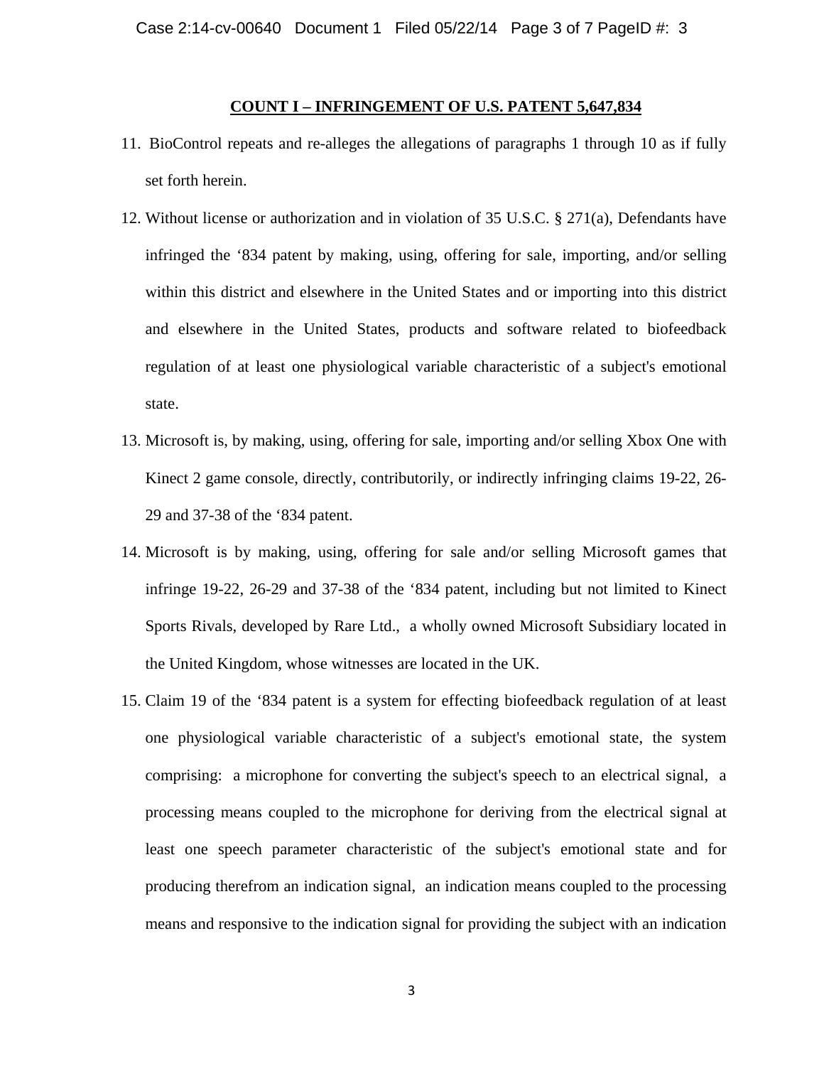## COUNT I – INFRINGEMENT OF U.S. PATENT 5,647,834

11. BioControl repeats and re-alleges the allegations of paragraphs 1 through 10 as if fully set forth herein.

12. Without license or authorization and in violation of 35 U.S.C. § 271(a), Defendants have infringed the '834 patent by making, using, offering for sale, importing, and/or selling within this district and elsewhere in the United States and or importing into this district and elsewhere in the United States, products and software related to biofeedback regulation of at least one physiological variable characteristic of a subject's emotional state.

13. Microsoft is, by making, using, offering for sale, importing and/or selling Xbox One with Kinect 2 game console, directly, contributorily, or indirectly infringing claims 19-22, 26-29 and 37-38 of the '834 patent.

14. Microsoft is by making, using, offering for sale and/or selling Microsoft games that infringe 19-22, 26-29 and 37-38 of the '834 patent, including but not limited to Kinect Sports Rivals, developed by Rare Ltd., a wholly owned Microsoft Subsidiary located in the United Kingdom, whose witnesses are located in the UK.

15. Claim 19 of the '834 patent is a system for effecting biofeedback regulation of at least one physiological variable characteristic of a subject's emotional state, the system comprising: a microphone for converting the subject's speech to an electrical signal, a processing means coupled to the microphone for deriving from the electrical signal at least one speech parameter characteristic of the subject's emotional state and for producing therefrom an indication signal, an indication means coupled to the processing means and responsive to the indication signal for providing the subject with an indication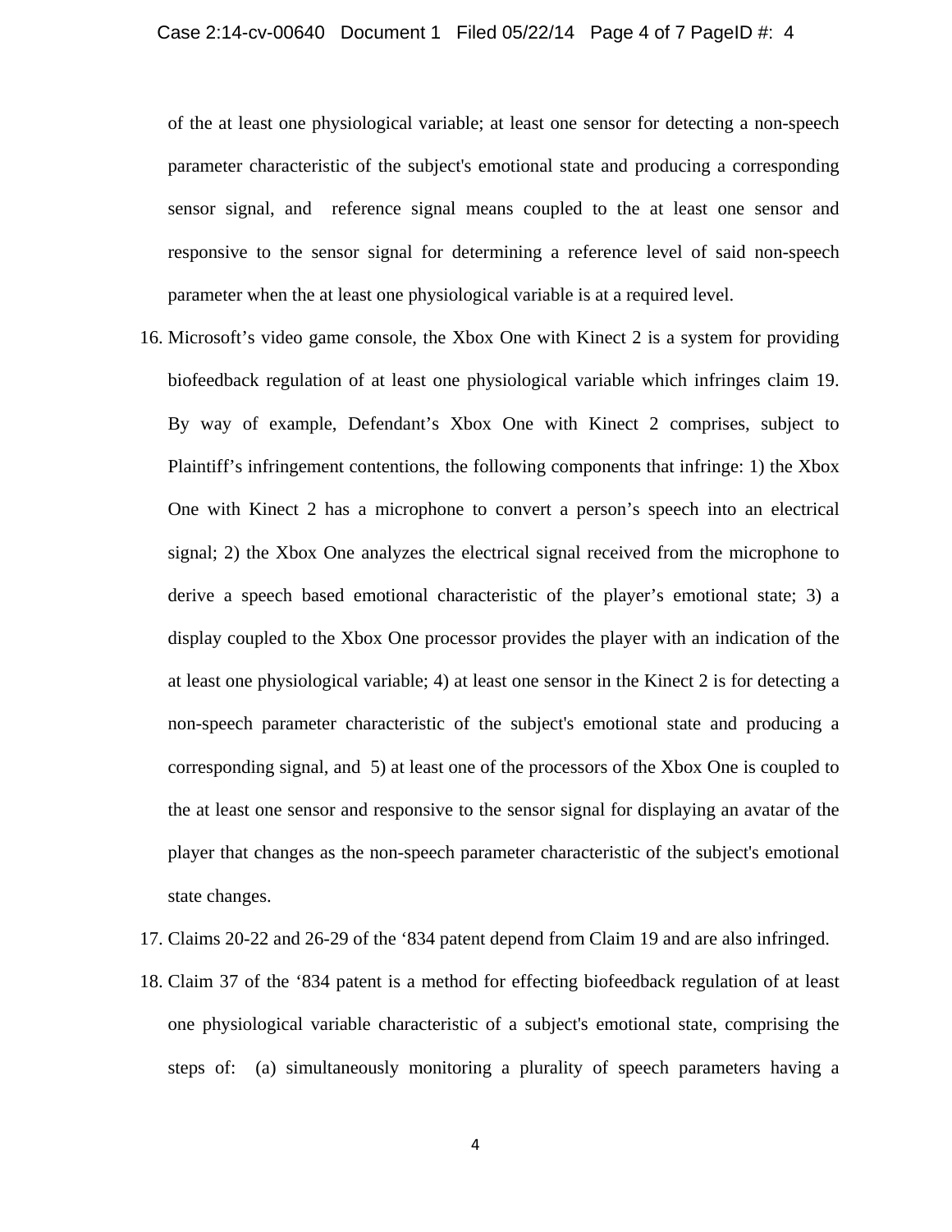of the at least one physiological variable; at least one sensor for detecting a non-speech parameter characteristic of the subject's emotional state and producing a corresponding sensor signal, and reference signal means coupled to the at least one sensor and responsive to the sensor signal for determining a reference level of said non-speech parameter when the at least one physiological variable is at a required level.

16. Microsoft's video game console, the Xbox One with Kinect 2 is a system for providing biofeedback regulation of at least one physiological variable which infringes claim 19. By way of example, Defendant's Xbox One with Kinect 2 comprises, subject to Plaintiff's infringement contentions, the following components that infringe: 1) the Xbox One with Kinect 2 has a microphone to convert a person's speech into an electrical signal; 2) the Xbox One analyzes the electrical signal received from the microphone to derive a speech based emotional characteristic of the player's emotional state; 3) a display coupled to the Xbox One processor provides the player with an indication of the at least one physiological variable; 4) at least one sensor in the Kinect 2 is for detecting a non-speech parameter characteristic of the subject's emotional state and producing a corresponding signal, and 5) at least one of the processors of the Xbox One is coupled to the at least one sensor and responsive to the sensor signal for displaying an avatar of the player that changes as the non-speech parameter characteristic of the subject's emotional state changes.
17. Claims 20-22 and 26-29 of the '834 patent depend from Claim 19 and are also infringed.
18. Claim 37 of the '834 patent is a method for effecting biofeedback regulation of at least one physiological variable characteristic of a subject's emotional state, comprising the steps of: (a) simultaneously monitoring a plurality of speech parameters having a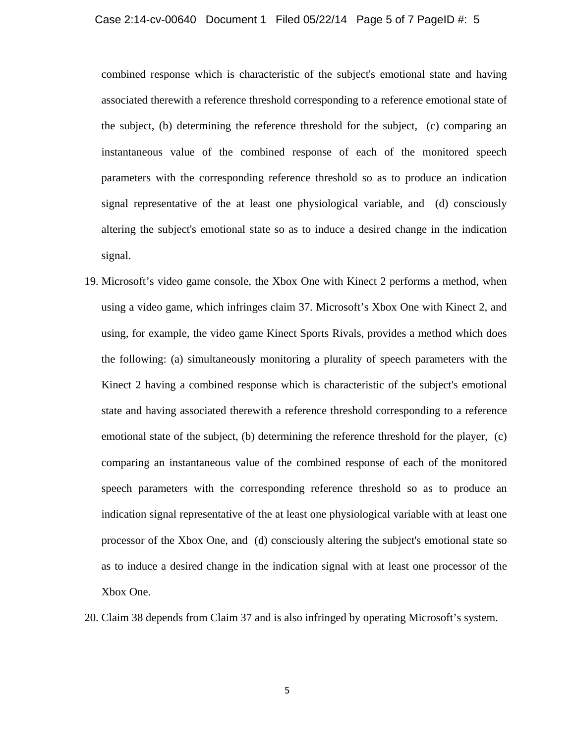combined response which is characteristic of the subject's emotional state and having associated therewith a reference threshold corresponding to a reference emotional state of the subject, (b) determining the reference threshold for the subject, (c) comparing an instantaneous value of the combined response of each of the monitored speech parameters with the corresponding reference threshold so as to produce an indication signal representative of the at least one physiological variable, and (d) consciously altering the subject's emotional state so as to induce a desired change in the indication signal.

19. Microsoft's video game console, the Xbox One with Kinect 2 performs a method, when using a video game, which infringes claim 37. Microsoft's Xbox One with Kinect 2, and using, for example, the video game Kinect Sports Rivals, provides a method which does the following: (a) simultaneously monitoring a plurality of speech parameters with the Kinect 2 having a combined response which is characteristic of the subject's emotional state and having associated therewith a reference threshold corresponding to a reference emotional state of the subject, (b) determining the reference threshold for the player, (c) comparing an instantaneous value of the combined response of each of the monitored speech parameters with the corresponding reference threshold so as to produce an indication signal representative of the at least one physiological variable with at least one processor of the Xbox One, and (d) consciously altering the subject's emotional state so as to induce a desired change in the indication signal with at least one processor of the Xbox One.

20. Claim 38 depends from Claim 37 and is also infringed by operating Microsoft's system.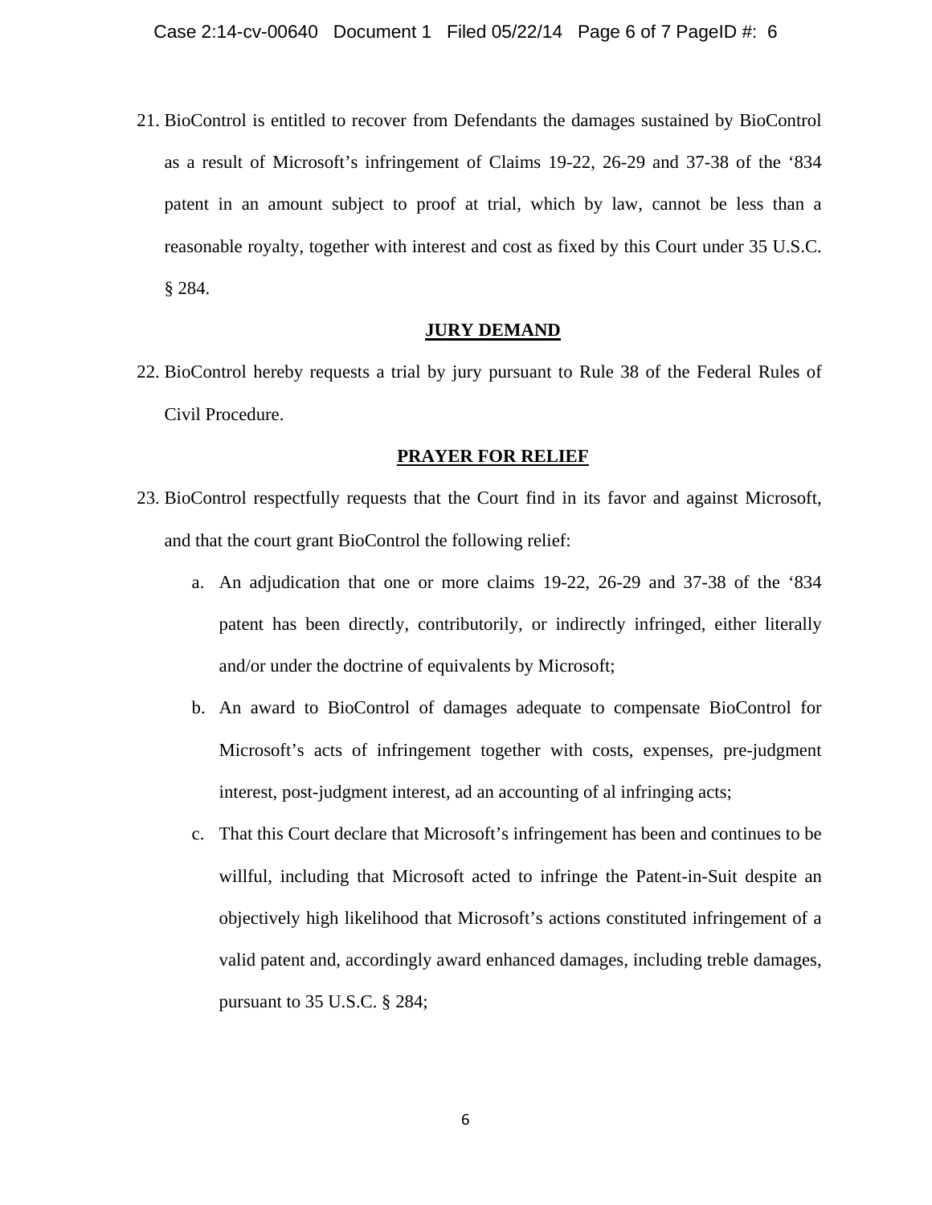21. BioControl is entitled to recover from Defendants the damages sustained by BioControl as a result of Microsoft's infringement of Claims 19-22, 26-29 and 37-38 of the '834 patent in an amount subject to proof at trial, which by law, cannot be less than a reasonable royalty, together with interest and cost as fixed by this Court under 35 U.S.C. § 284.

## JURY DEMAND

22. BioControl hereby requests a trial by jury pursuant to Rule 38 of the Federal Rules of Civil Procedure.

## PRAYER FOR RELIEF

23. BioControl respectfully requests that the Court find in its favor and against Microsoft, and that the court grant BioControl the following relief:

    a. An adjudication that one or more claims 19-22, 26-29 and 37-38 of the '834 patent has been directly, contributorily, or indirectly infringed, either literally and/or under the doctrine of equivalents by Microsoft;

    b. An award to BioControl of damages adequate to compensate BioControl for Microsoft's acts of infringement together with costs, expenses, pre-judgment interest, post-judgment interest, ad an accounting of al infringing acts;

    c. That this Court declare that Microsoft's infringement has been and continues to be willful, including that Microsoft acted to infringe the Patent-in-Suit despite an objectively high likelihood that Microsoft's actions constituted infringement of a valid patent and, accordingly award enhanced damages, including treble damages, pursuant to 35 U.S.C. § 284;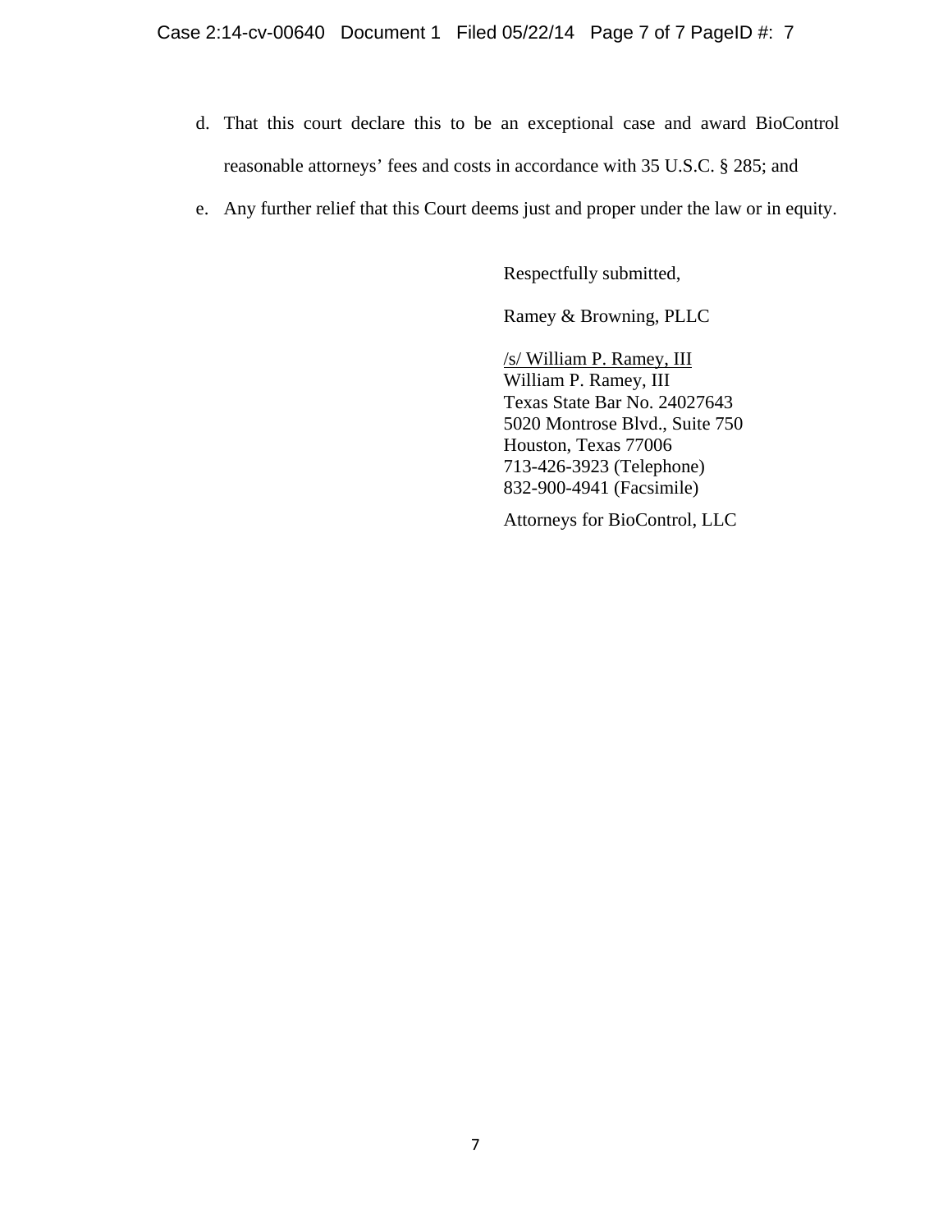d. That this court declare this to be an exceptional case and award BioControl reasonable attorneys' fees and costs in accordance with 35 U.S.C. § 285; and

e. Any further relief that this Court deems just and proper under the law or in equity.

Respectfully submitted,

Ramey & Browning, PLLC

/s/ William P. Ramey, III
William P. Ramey, III
Texas State Bar No. 24027643
5020 Montrose Blvd., Suite 750
Houston, Texas 77006
713-426-3923 (Telephone)
832-900-4941 (Facsimile)

Attorneys for BioControl, LLC